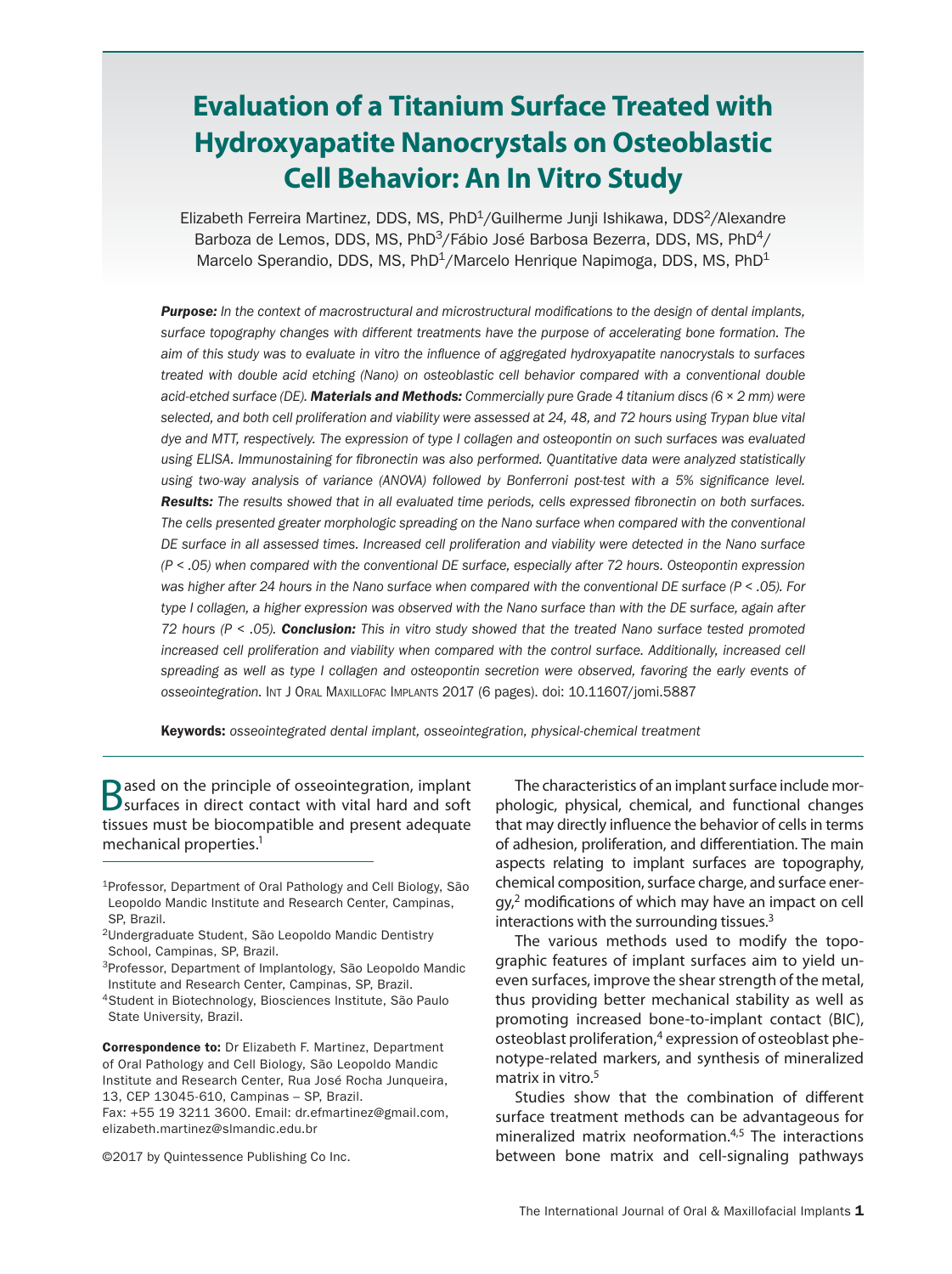# Evaluation of a Titanium Surface Treated with Hydroxyapatite Nanocrystals on Osteoblastic Cell Behavior: An In Vitro Study

Elizabeth Ferreira Martinez, DDS, MS, PhD[1]/Guilherme Junji Ishikawa, DDS[2]/Alexandre Barboza de Lemos, DDS, MS, PhD[3]/Fábio José Barbosa Bezerra, DDS, MS, PhD[4]/Marcelo Sperandio, DDS, MS, PhD[1]/Marcelo Henrique Napimoga, DDS, MS, PhD[1]

***Purpose:*** *In the context of macrostructural and microstructural modifications to the design of dental implants, surface topography changes with different treatments have the purpose of accelerating bone formation. The aim of this study was to evaluate in vitro the influence of aggregated hydroxyapatite nanocrystals to surfaces treated with double acid etching (Nano) on osteoblastic cell behavior compared with a conventional double acid-etched surface (DE).* ***Materials and Methods:*** *Commercially pure Grade 4 titanium discs (6 × 2 mm) were selected, and both cell proliferation and viability were assessed at 24, 48, and 72 hours using Trypan blue vital dye and MTT, respectively. The expression of type I collagen and osteopontin on such surfaces was evaluated using ELISA. Immunostaining for fibronectin was also performed. Quantitative data were analyzed statistically using two-way analysis of variance (ANOVA) followed by Bonferroni post-test with a 5% significance level.* ***Results:*** *The results showed that in all evaluated time periods, cells expressed fibronectin on both surfaces. The cells presented greater morphologic spreading on the Nano surface when compared with the conventional DE surface in all assessed times. Increased cell proliferation and viability were detected in the Nano surface ($P < .05$) when compared with the conventional DE surface, especially after 72 hours. Osteopontin expression was higher after 24 hours in the Nano surface when compared with the conventional DE surface ($P < .05$). For type I collagen, a higher expression was observed with the Nano surface than with the DE surface, again after 72 hours ($P < .05$).* ***Conclusion:*** *This in vitro study showed that the treated Nano surface tested promoted increased cell proliferation and viability when compared with the control surface. Additionally, increased cell spreading as well as type I collagen and osteopontin secretion were observed, favoring the early events of osseointegration.* Int J Oral Maxillofac Implants 2017 (6 pages). doi: 10.11607/jomi.5887

**Keywords:** *osseointegrated dental implant, osseointegration, physical-chemical treatment*

Based on the principle of osseointegration, implant surfaces in direct contact with vital hard and soft tissues must be biocompatible and present adequate mechanical properties.[1]

[1]Professor, Department of Oral Pathology and Cell Biology, São Leopoldo Mandic Institute and Research Center, Campinas, SP, Brazil.
[2]Undergraduate Student, São Leopoldo Mandic Dentistry School, Campinas, SP, Brazil.
[3]Professor, Department of Implantology, São Leopoldo Mandic Institute and Research Center, Campinas, SP, Brazil.
[4]Student in Biotechnology, Biosciences Institute, São Paulo State University, Brazil.

**Correspondence to:** Dr Elizabeth F. Martinez, Department of Oral Pathology and Cell Biology, São Leopoldo Mandic Institute and Research Center, Rua José Rocha Junqueira, 13, CEP 13045-610, Campinas – SP, Brazil. Fax: +55 19 3211 3600. Email: dr.efmartinez@gmail.com, elizabeth.martinez@slmandic.edu.br

©2017 by Quintessence Publishing Co Inc.

The characteristics of an implant surface include morphologic, physical, chemical, and functional changes that may directly influence the behavior of cells in terms of adhesion, proliferation, and differentiation. The main aspects relating to implant surfaces are topography, chemical composition, surface charge, and surface energy,[2] modifications of which may have an impact on cell interactions with the surrounding tissues.[3]

The various methods used to modify the topographic features of implant surfaces aim to yield uneven surfaces, improve the shear strength of the metal, thus providing better mechanical stability as well as promoting increased bone-to-implant contact (BIC), osteoblast proliferation,[4] expression of osteoblast phenotype-related markers, and synthesis of mineralized matrix in vitro.[5]

Studies show that the combination of different surface treatment methods can be advantageous for mineralized matrix neoformation.[4,5] The interactions between bone matrix and cell-signaling pathways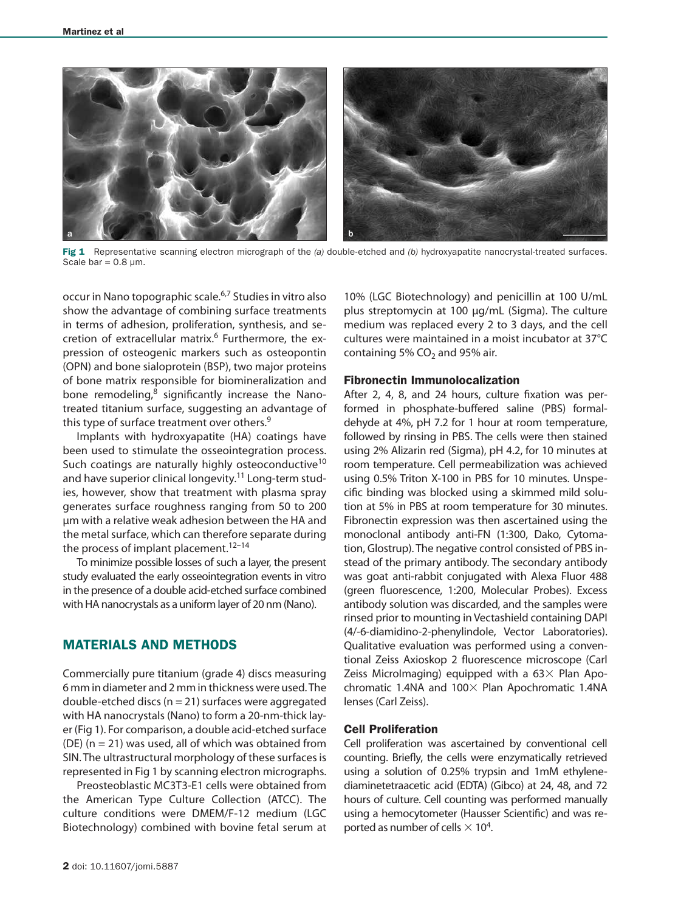Fig 1 Representative scanning electron micrograph of the *(a)* double-etched and *(b)* hydroxyapatite nanocrystal-treated surfaces. Scale bar = 0.8 µm.

occur in Nano topographic scale.[6,7] Studies in vitro also show the advantage of combining surface treatments in terms of adhesion, proliferation, synthesis, and secretion of extracellular matrix.[6] Furthermore, the expression of osteogenic markers such as osteopontin (OPN) and bone sialoprotein (BSP), two major proteins of bone matrix responsible for biomineralization and bone remodeling,[8] significantly increase the Nano-treated titanium surface, suggesting an advantage of this type of surface treatment over others.[9]

Implants with hydroxyapatite (HA) coatings have been used to stimulate the osseointegration process. Such coatings are naturally highly osteoconductive[10] and have superior clinical longevity.[11] Long-term studies, however, show that treatment with plasma spray generates surface roughness ranging from 50 to 200 µm with a relative weak adhesion between the HA and the metal surface, which can therefore separate during the process of implant placement.[12–14]

To minimize possible losses of such a layer, the present study evaluated the early osseointegration events in vitro in the presence of a double acid-etched surface combined with HA nanocrystals as a uniform layer of 20 nm (Nano).

## MATERIALS AND METHODS

Commercially pure titanium (grade 4) discs measuring 6 mm in diameter and 2 mm in thickness were used. The double-etched discs (n = 21) surfaces were aggregated with HA nanocrystals (Nano) to form a 20-nm-thick layer (Fig 1). For comparison, a double acid-etched surface (DE) (n = 21) was used, all of which was obtained from SIN. The ultrastructural morphology of these surfaces is represented in Fig 1 by scanning electron micrographs.

Preosteoblastic MC3T3-E1 cells were obtained from the American Type Culture Collection (ATCC). The culture conditions were DMEM/F-12 medium (LGC Biotechnology) combined with bovine fetal serum at 10% (LGC Biotechnology) and penicillin at 100 U/mL plus streptomycin at 100 µg/mL (Sigma). The culture medium was replaced every 2 to 3 days, and the cell cultures were maintained in a moist incubator at 37°C containing 5% $CO_2$ and 95% air.

### Fibronectin Immunolocalization

After 2, 4, 8, and 24 hours, culture fixation was performed in phosphate-buffered saline (PBS) formaldehyde at 4%, pH 7.2 for 1 hour at room temperature, followed by rinsing in PBS. The cells were then stained using 2% Alizarin red (Sigma), pH 4.2, for 10 minutes at room temperature. Cell permeabilization was achieved using 0.5% Triton X-100 in PBS for 10 minutes. Unspecific binding was blocked using a skimmed mild solution at 5% in PBS at room temperature for 30 minutes. Fibronectin expression was then ascertained using the monoclonal antibody anti-FN (1:300, Dako, Cytomation, Glostrup). The negative control consisted of PBS instead of the primary antibody. The secondary antibody was goat anti-rabbit conjugated with Alexa Fluor 488 (green fluorescence, 1:200, Molecular Probes). Excess antibody solution was discarded, and the samples were rinsed prior to mounting in Vectashield containing DAPI (4/-6-diamidino-2-phenylindole, Vector Laboratories). Qualitative evaluation was performed using a conventional Zeiss Axioskop 2 fluorescence microscope (Carl Zeiss MicroImaging) equipped with a 63× Plan Apochromatic 1.4NA and 100× Plan Apochromatic 1.4NA lenses (Carl Zeiss).

### Cell Proliferation

Cell proliferation was ascertained by conventional cell counting. Briefly, the cells were enzymatically retrieved using a solution of 0.25% trypsin and 1mM ethylenediaminetetraacetic acid (EDTA) (Gibco) at 24, 48, and 72 hours of culture. Cell counting was performed manually using a hemocytometer (Hausser Scientific) and was reported as number of cells $\times 10^4$.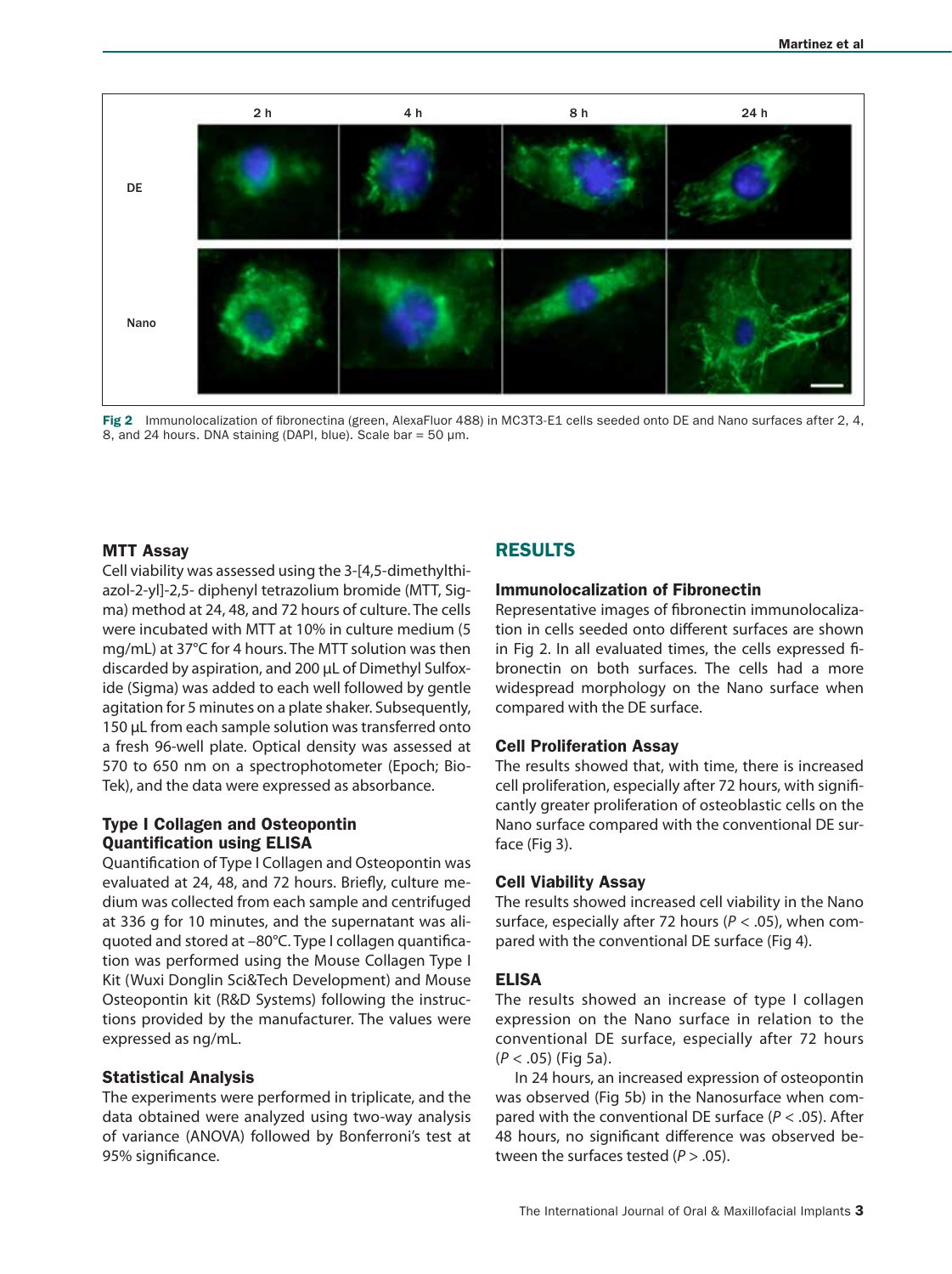Fig 2 Immunolocalization of fibronectina (green, AlexaFluor 488) in MC3T3-E1 cells seeded onto DE and Nano surfaces after 2, 4, 8, and 24 hours. DNA staining (DAPI, blue). Scale bar = 50 µm.

### MTT Assay

Cell viability was assessed using the 3-[4,5-dimethylthiazol-2-yl]-2,5- diphenyl tetrazolium bromide (MTT, Sigma) method at 24, 48, and 72 hours of culture. The cells were incubated with MTT at 10% in culture medium (5 mg/mL) at 37°C for 4 hours. The MTT solution was then discarded by aspiration, and 200 µL of Dimethyl Sulfoxide (Sigma) was added to each well followed by gentle agitation for 5 minutes on a plate shaker. Subsequently, 150 µL from each sample solution was transferred onto a fresh 96-well plate. Optical density was assessed at 570 to 650 nm on a spectrophotometer (Epoch; BioTek), and the data were expressed as absorbance.

### Type I Collagen and Osteopontin Quantification using ELISA

Quantification of Type I Collagen and Osteopontin was evaluated at 24, 48, and 72 hours. Briefly, culture medium was collected from each sample and centrifuged at 336 g for 10 minutes, and the supernatant was aliquoted and stored at –80°C. Type I collagen quantification was performed using the Mouse Collagen Type I Kit (Wuxi Donglin Sci&Tech Development) and Mouse Osteopontin kit (R&D Systems) following the instructions provided by the manufacturer. The values were expressed as ng/mL.

### Statistical Analysis

The experiments were performed in triplicate, and the data obtained were analyzed using two-way analysis of variance (ANOVA) followed by Bonferroni's test at 95% significance.

## RESULTS

### Immunolocalization of Fibronectin

Representative images of fibronectin immunolocalization in cells seeded onto different surfaces are shown in Fig 2. In all evaluated times, the cells expressed fibronectin on both surfaces. The cells had a more widespread morphology on the Nano surface when compared with the DE surface.

### Cell Proliferation Assay

The results showed that, with time, there is increased cell proliferation, especially after 72 hours, with significantly greater proliferation of osteoblastic cells on the Nano surface compared with the conventional DE surface (Fig 3).

### Cell Viability Assay

The results showed increased cell viability in the Nano surface, especially after 72 hours ($P < .05$), when compared with the conventional DE surface (Fig 4).

### ELISA

The results showed an increase of type I collagen expression on the Nano surface in relation to the conventional DE surface, especially after 72 hours ($P < .05$) (Fig 5a).

In 24 hours, an increased expression of osteopontin was observed (Fig 5b) in the Nanosurface when compared with the conventional DE surface ($P < .05$). After 48 hours, no significant difference was observed between the surfaces tested ($P > .05$).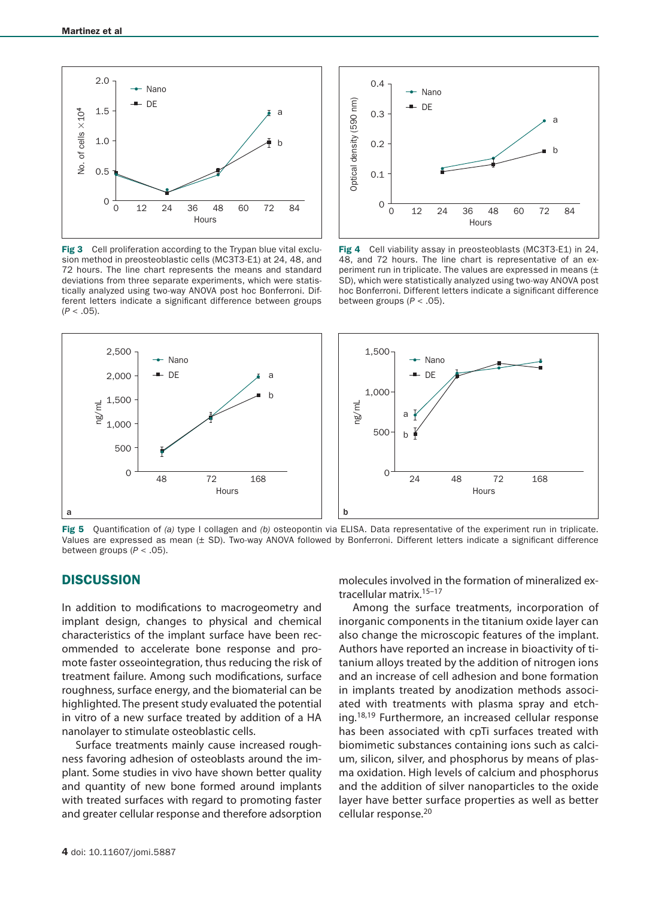**Fig 3** Cell proliferation according to the Trypan blue vital exclusion method in preosteoblastic cells (MC3T3-E1) at 24, 48, and 72 hours. The line chart represents the means and standard deviations from three separate experiments, which were statistically analyzed using two-way ANOVA post hoc Bonferroni. Different letters indicate a significant difference between groups ($P < .05$).

**Fig 4** Cell viability assay in preosteoblasts (MC3T3-E1) in 24, 48, and 72 hours. The line chart is representative of an experiment run in triplicate. The values are expressed in means (± SD), which were statistically analyzed using two-way ANOVA post hoc Bonferroni. Different letters indicate a significant difference between groups ($P < .05$).

**Fig 5** Quantification of *(a)* type I collagen and *(b)* osteopontin via ELISA. Data representative of the experiment run in triplicate. Values are expressed as mean (± SD). Two-way ANOVA followed by Bonferroni. Different letters indicate a significant difference between groups ($P < .05$).

## DISCUSSION

In addition to modifications to macrogeometry and implant design, changes to physical and chemical characteristics of the implant surface have been recommended to accelerate bone response and promote faster osseointegration, thus reducing the risk of treatment failure. Among such modifications, surface roughness, surface energy, and the biomaterial can be highlighted. The present study evaluated the potential in vitro of a new surface treated by addition of a HA nanolayer to stimulate osteoblastic cells.

Surface treatments mainly cause increased roughness favoring adhesion of osteoblasts around the implant. Some studies in vivo have shown better quality and quantity of new bone formed around implants with treated surfaces with regard to promoting faster and greater cellular response and therefore adsorption molecules involved in the formation of mineralized extracellular matrix.[15–17]

Among the surface treatments, incorporation of inorganic components in the titanium oxide layer can also change the microscopic features of the implant. Authors have reported an increase in bioactivity of titanium alloys treated by the addition of nitrogen ions and an increase of cell adhesion and bone formation in implants treated by anodization methods associated with treatments with plasma spray and etching.[18,19] Furthermore, an increased cellular response has been associated with cpTi surfaces treated with biomimetic substances containing ions such as calcium, silicon, silver, and phosphorus by means of plasma oxidation. High levels of calcium and phosphorus and the addition of silver nanoparticles to the oxide layer have better surface properties as well as better cellular response.[20]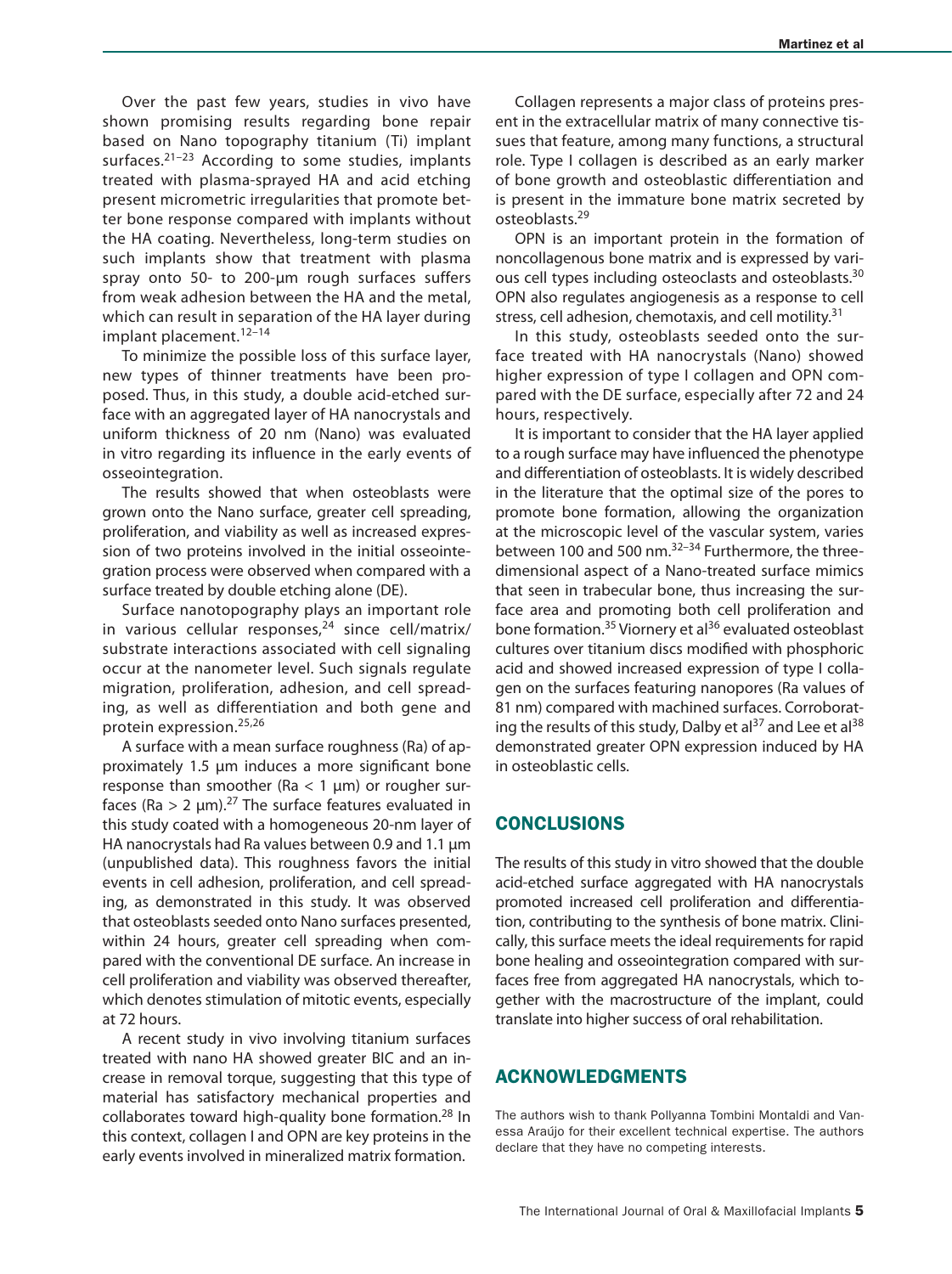Over the past few years, studies in vivo have shown promising results regarding bone repair based on Nano topography titanium (Ti) implant surfaces.[21–23] According to some studies, implants treated with plasma-sprayed HA and acid etching present micrometric irregularities that promote better bone response compared with implants without the HA coating. Nevertheless, long-term studies on such implants show that treatment with plasma spray onto 50- to 200-μm rough surfaces suffers from weak adhesion between the HA and the metal, which can result in separation of the HA layer during implant placement.[12–14]

To minimize the possible loss of this surface layer, new types of thinner treatments have been proposed. Thus, in this study, a double acid-etched surface with an aggregated layer of HA nanocrystals and uniform thickness of 20 nm (Nano) was evaluated in vitro regarding its influence in the early events of osseointegration.

The results showed that when osteoblasts were grown onto the Nano surface, greater cell spreading, proliferation, and viability as well as increased expression of two proteins involved in the initial osseointegration process were observed when compared with a surface treated by double etching alone (DE).

Surface nanotopography plays an important role in various cellular responses,[24] since cell/matrix/substrate interactions associated with cell signaling occur at the nanometer level. Such signals regulate migration, proliferation, adhesion, and cell spreading, as well as differentiation and both gene and protein expression.[25,26]

A surface with a mean surface roughness (Ra) of approximately 1.5 μm induces a more significant bone response than smoother (Ra < 1 μm) or rougher surfaces (Ra > 2 μm).[27] The surface features evaluated in this study coated with a homogeneous 20-nm layer of HA nanocrystals had Ra values between 0.9 and 1.1 μm (unpublished data). This roughness favors the initial events in cell adhesion, proliferation, and cell spreading, as demonstrated in this study. It was observed that osteoblasts seeded onto Nano surfaces presented, within 24 hours, greater cell spreading when compared with the conventional DE surface. An increase in cell proliferation and viability was observed thereafter, which denotes stimulation of mitotic events, especially at 72 hours.

A recent study in vivo involving titanium surfaces treated with nano HA showed greater BIC and an increase in removal torque, suggesting that this type of material has satisfactory mechanical properties and collaborates toward high-quality bone formation.[28] In this context, collagen I and OPN are key proteins in the early events involved in mineralized matrix formation.

Collagen represents a major class of proteins present in the extracellular matrix of many connective tissues that feature, among many functions, a structural role. Type I collagen is described as an early marker of bone growth and osteoblastic differentiation and is present in the immature bone matrix secreted by osteoblasts.[29]

OPN is an important protein in the formation of noncollagenous bone matrix and is expressed by various cell types including osteoclasts and osteoblasts.[30] OPN also regulates angiogenesis as a response to cell stress, cell adhesion, chemotaxis, and cell motility.[31]

In this study, osteoblasts seeded onto the surface treated with HA nanocrystals (Nano) showed higher expression of type I collagen and OPN compared with the DE surface, especially after 72 and 24 hours, respectively.

It is important to consider that the HA layer applied to a rough surface may have influenced the phenotype and differentiation of osteoblasts. It is widely described in the literature that the optimal size of the pores to promote bone formation, allowing the organization at the microscopic level of the vascular system, varies between 100 and 500 nm.[32–34] Furthermore, the three-dimensional aspect of a Nano-treated surface mimics that seen in trabecular bone, thus increasing the surface area and promoting both cell proliferation and bone formation.[35] Viornery et al[36] evaluated osteoblast cultures over titanium discs modified with phosphoric acid and showed increased expression of type I collagen on the surfaces featuring nanopores (Ra values of 81 nm) compared with machined surfaces. Corroborating the results of this study, Dalby et al[37] and Lee et al[38] demonstrated greater OPN expression induced by HA in osteoblastic cells.

## CONCLUSIONS

The results of this study in vitro showed that the double acid-etched surface aggregated with HA nanocrystals promoted increased cell proliferation and differentiation, contributing to the synthesis of bone matrix. Clinically, this surface meets the ideal requirements for rapid bone healing and osseointegration compared with surfaces free from aggregated HA nanocrystals, which together with the macrostructure of the implant, could translate into higher success of oral rehabilitation.

## ACKNOWLEDGMENTS

The authors wish to thank Pollyanna Tombini Montaldi and Vanessa Araújo for their excellent technical expertise. The authors declare that they have no competing interests.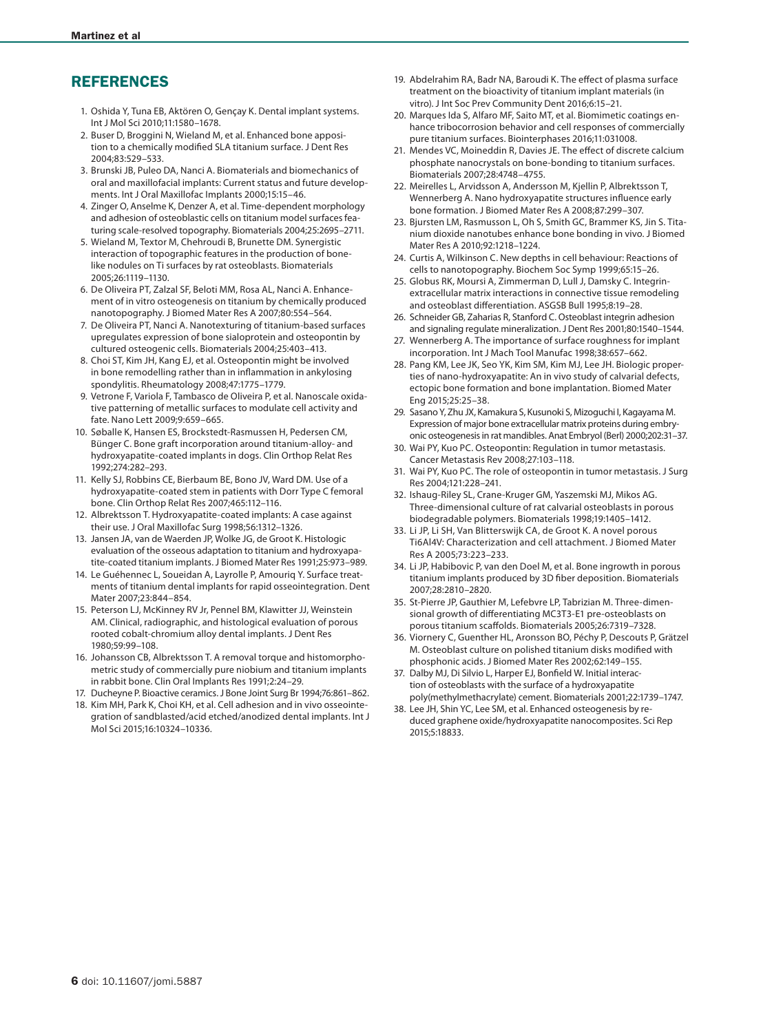## REFERENCES

1. Oshida Y, Tuna EB, Aktören O, Gençay K. Dental implant systems. Int J Mol Sci 2010;11:1580–1678.
2. Buser D, Broggini N, Wieland M, et al. Enhanced bone apposition to a chemically modified SLA titanium surface. J Dent Res 2004;83:529–533.
3. Brunski JB, Puleo DA, Nanci A. Biomaterials and biomechanics of oral and maxillofacial implants: Current status and future developments. Int J Oral Maxillofac Implants 2000;15:15–46.
4. Zinger O, Anselme K, Denzer A, et al. Time-dependent morphology and adhesion of osteoblastic cells on titanium model surfaces featuring scale-resolved topography. Biomaterials 2004;25:2695–2711.
5. Wieland M, Textor M, Chehroudi B, Brunette DM. Synergistic interaction of topographic features in the production of bone-like nodules on Ti surfaces by rat osteoblasts. Biomaterials 2005;26:1119–1130.
6. De Oliveira PT, Zalzal SF, Beloti MM, Rosa AL, Nanci A. Enhancement of in vitro osteogenesis on titanium by chemically produced nanotopography. J Biomed Mater Res A 2007;80:554–564.
7. De Oliveira PT, Nanci A. Nanotexturing of titanium-based surfaces upregulates expression of bone sialoprotein and osteopontin by cultured osteogenic cells. Biomaterials 2004;25:403–413.
8. Choi ST, Kim JH, Kang EJ, et al. Osteopontin might be involved in bone remodelling rather than in inflammation in ankylosing spondylitis. Rheumatology 2008;47:1775–1779.
9. Vetrone F, Variola F, Tambasco de Oliveira P, et al. Nanoscale oxidative patterning of metallic surfaces to modulate cell activity and fate. Nano Lett 2009;9:659–665.
10. Søballe K, Hansen ES, Brockstedt-Rasmussen H, Pedersen CM, Bünger C. Bone graft incorporation around titanium-alloy- and hydroxyapatite-coated implants in dogs. Clin Orthop Relat Res 1992;274:282–293.
11. Kelly SJ, Robbins CE, Bierbaum BE, Bono JV, Ward DM. Use of a hydroxyapatite-coated stem in patients with Dorr Type C femoral bone. Clin Orthop Relat Res 2007;465:112–116.
12. Albrektsson T. Hydroxyapatite-coated implants: A case against their use. J Oral Maxillofac Surg 1998;56:1312–1326.
13. Jansen JA, van de Waerden JP, Wolke JG, de Groot K. Histologic evaluation of the osseous adaptation to titanium and hydroxyapatite-coated titanium implants. J Biomed Mater Res 1991;25:973–989.
14. Le Guéhennec L, Soueidan A, Layrolle P, Amouriq Y. Surface treatments of titanium dental implants for rapid osseointegration. Dent Mater 2007;23:844–854.
15. Peterson LJ, McKinney RV Jr, Pennel BM, Klawitter JJ, Weinstein AM. Clinical, radiographic, and histological evaluation of porous rooted cobalt-chromium alloy dental implants. J Dent Res 1980;59:99–108.
16. Johansson CB, Albrektsson T. A removal torque and histomorphometric study of commercially pure niobium and titanium implants in rabbit bone. Clin Oral Implants Res 1991;2:24–29.
17. Ducheyne P. Bioactive ceramics. J Bone Joint Surg Br 1994;76:861–862.
18. Kim MH, Park K, Choi KH, et al. Cell adhesion and in vivo osseointegration of sandblasted/acid etched/anodized dental implants. Int J Mol Sci 2015;16:10324–10336.
19. Abdelrahim RA, Badr NA, Baroudi K. The effect of plasma surface treatment on the bioactivity of titanium implant materials (in vitro). J Int Soc Prev Community Dent 2016;6:15–21.
20. Marques Ida S, Alfaro MF, Saito MT, et al. Biomimetic coatings enhance tribocorrosion behavior and cell responses of commercially pure titanium surfaces. Biointerphases 2016;11:031008.
21. Mendes VC, Moineddin R, Davies JE. The effect of discrete calcium phosphate nanocrystals on bone-bonding to titanium surfaces. Biomaterials 2007;28:4748–4755.
22. Meirelles L, Arvidsson A, Andersson M, Kjellin P, Albrektsson T, Wennerberg A. Nano hydroxyapatite structures influence early bone formation. J Biomed Mater Res A 2008;87:299–307.
23. Bjursten LM, Rasmusson L, Oh S, Smith GC, Brammer KS, Jin S. Titanium dioxide nanotubes enhance bone bonding in vivo. J Biomed Mater Res A 2010;92:1218–1224.
24. Curtis A, Wilkinson C. New depths in cell behaviour: Reactions of cells to nanotopography. Biochem Soc Symp 1999;65:15–26.
25. Globus RK, Moursi A, Zimmerman D, Lull J, Damsky C. Integrin-extracellular matrix interactions in connective tissue remodeling and osteoblast differentiation. ASGSB Bull 1995;8:19–28.
26. Schneider GB, Zaharias R, Stanford C. Osteoblast integrin adhesion and signaling regulate mineralization. J Dent Res 2001;80:1540–1544.
27. Wennerberg A. The importance of surface roughness for implant incorporation. Int J Mach Tool Manufac 1998;38:657–662.
28. Pang KM, Lee JK, Seo YK, Kim SM, Kim MJ, Lee JH. Biologic properties of nano-hydroxyapatite: An in vivo study of calvarial defects, ectopic bone formation and bone implantation. Biomed Mater Eng 2015;25:25–38.
29. Sasano Y, Zhu JX, Kamakura S, Kusunoki S, Mizoguchi I, Kagayama M. Expression of major bone extracellular matrix proteins during embryonic osteogenesis in rat mandibles. Anat Embryol (Berl) 2000;202:31–37.
30. Wai PY, Kuo PC. Osteopontin: Regulation in tumor metastasis. Cancer Metastasis Rev 2008;27:103–118.
31. Wai PY, Kuo PC. The role of osteopontin in tumor metastasis. J Surg Res 2004;121:228–241.
32. Ishaug-Riley SL, Crane-Kruger GM, Yaszemski MJ, Mikos AG. Three-dimensional culture of rat calvarial osteoblasts in porous biodegradable polymers. Biomaterials 1998;19:1405–1412.
33. Li JP, Li SH, Van Blitterswijk CA, de Groot K. A novel porous Ti6Al4V: Characterization and cell attachment. J Biomed Mater Res A 2005;73:223–233.
34. Li JP, Habibovic P, van den Doel M, et al. Bone ingrowth in porous titanium implants produced by 3D fiber deposition. Biomaterials 2007;28:2810–2820.
35. St-Pierre JP, Gauthier M, Lefebvre LP, Tabrizian M. Three-dimensional growth of differentiating MC3T3-E1 pre-osteoblasts on porous titanium scaffolds. Biomaterials 2005;26:7319–7328.
36. Viornery C, Guenther HL, Aronsson BO, Péchy P, Descouts P, Grätzel M. Osteoblast culture on polished titanium disks modified with phosphonic acids. J Biomed Mater Res 2002;62:149–155.
37. Dalby MJ, Di Silvio L, Harper EJ, Bonfield W. Initial interaction of osteoblasts with the surface of a hydroxyapatite poly(methylmethacrylate) cement. Biomaterials 2001;22:1739–1747.
38. Lee JH, Shin YC, Lee SM, et al. Enhanced osteogenesis by reduced graphene oxide/hydroxyapatite nanocomposites. Sci Rep 2015;5:18833.